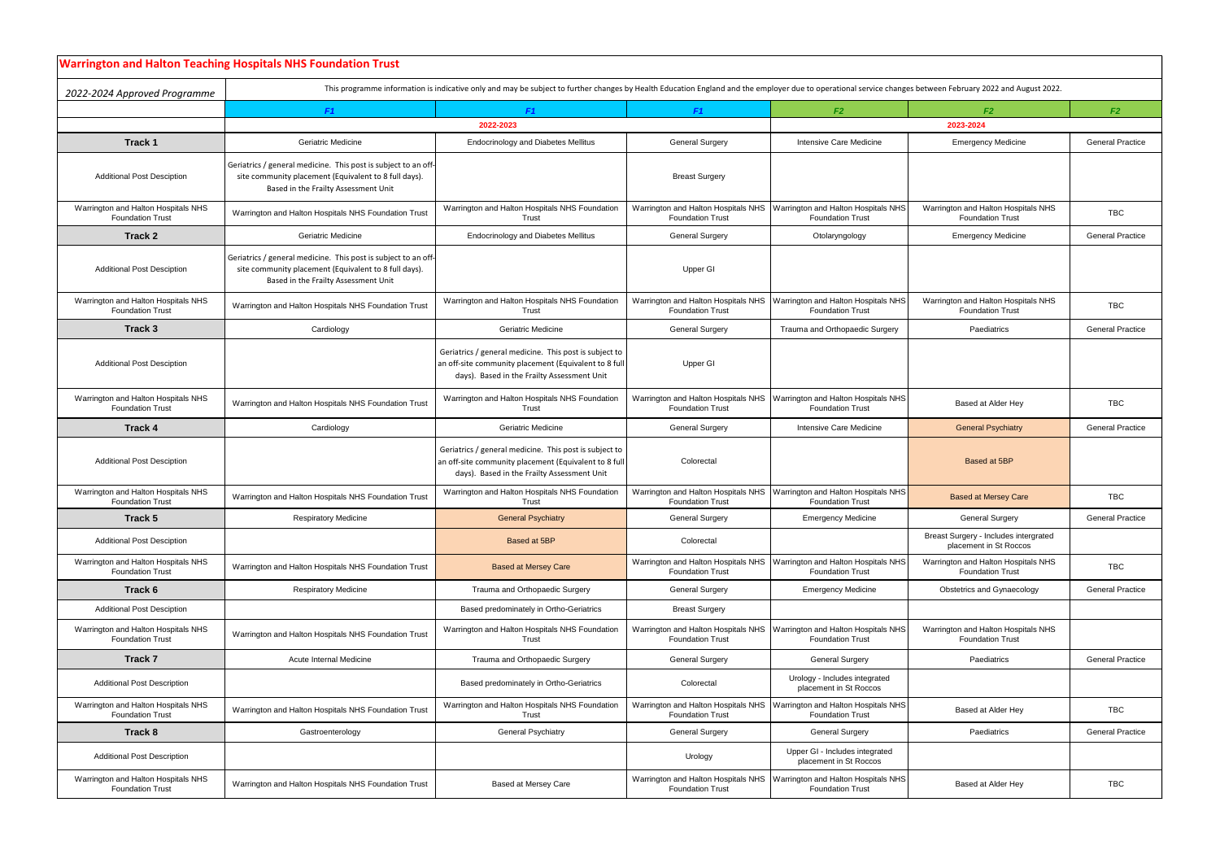# Warrington and Halton Teaching Hospitals NHS Foundation Trust

| *2022-2024 Approved Programme* | This programme information is indicative only and may be subject to further changes by Health Education England and the employer due to operational service changes between February 2022 and August 2022. | | | | | |
|---|---|---|---|---|---|---|
| | *F1* | *F1* | *F1* | *F2* | *F2* | *F2* |
| | 2022-2023 | | | 2023-2024 | | |
| **Track 1** | Geriatric Medicine | Endocrinology and Diabetes Mellitus | General Surgery | Intensive Care Medicine | Emergency Medicine | General Practice |
| Additional Post Desciption | Geriatrics / general medicine. This post is subject to an off-site community placement (Equivalent to 8 full days). Based in the Frailty Assessment Unit | | Breast Surgery | | | |
| Warrington and Halton Hospitals NHS Foundation Trust | Warrington and Halton Hospitals NHS Foundation Trust | Warrington and Halton Hospitals NHS Foundation Trust | Warrington and Halton Hospitals NHS Foundation Trust | Warrington and Halton Hospitals NHS Foundation Trust | Warrington and Halton Hospitals NHS Foundation Trust | TBC |
| **Track 2** | Geriatric Medicine | Endocrinology and Diabetes Mellitus | General Surgery | Otolaryngology | Emergency Medicine | General Practice |
| Additional Post Desciption | Geriatrics / general medicine. This post is subject to an off-site community placement (Equivalent to 8 full days). Based in the Frailty Assessment Unit | | Upper GI | | | |
| Warrington and Halton Hospitals NHS Foundation Trust | Warrington and Halton Hospitals NHS Foundation Trust | Warrington and Halton Hospitals NHS Foundation Trust | Warrington and Halton Hospitals NHS Foundation Trust | Warrington and Halton Hospitals NHS Foundation Trust | Warrington and Halton Hospitals NHS Foundation Trust | TBC |
| **Track 3** | Cardiology | Geriatric Medicine | General Surgery | Trauma and Orthopaedic Surgery | Paediatrics | General Practice |
| Additional Post Desciption | | Geriatrics / general medicine. This post is subject to an off-site community placement (Equivalent to 8 full days). Based in the Frailty Assessment Unit | Upper GI | | | |
| Warrington and Halton Hospitals NHS Foundation Trust | Warrington and Halton Hospitals NHS Foundation Trust | Warrington and Halton Hospitals NHS Foundation Trust | Warrington and Halton Hospitals NHS Foundation Trust | Warrington and Halton Hospitals NHS Foundation Trust | Based at Alder Hey | TBC |
| **Track 4** | Cardiology | Geriatric Medicine | General Surgery | Intensive Care Medicine | General Psychiatry | General Practice |
| Additional Post Desciption | | Geriatrics / general medicine. This post is subject to an off-site community placement (Equivalent to 8 full days). Based in the Frailty Assessment Unit | Colorectal | | Based at 5BP | |
| Warrington and Halton Hospitals NHS Foundation Trust | Warrington and Halton Hospitals NHS Foundation Trust | Warrington and Halton Hospitals NHS Foundation Trust | Warrington and Halton Hospitals NHS Foundation Trust | Warrington and Halton Hospitals NHS Foundation Trust | Based at Mersey Care | TBC |
| **Track 5** | Respiratory Medicine | General Psychiatry | General Surgery | Emergency Medicine | General Surgery | General Practice |
| Additional Post Desciption | | Based at 5BP | Colorectal | | Breast Surgery - Includes intergrated placement in St Roccos | |
| Warrington and Halton Hospitals NHS Foundation Trust | Warrington and Halton Hospitals NHS Foundation Trust | Based at Mersey Care | Warrington and Halton Hospitals NHS Foundation Trust | Warrington and Halton Hospitals NHS Foundation Trust | Warrington and Halton Hospitals NHS Foundation Trust | TBC |
| **Track 6** | Respiratory Medicine | Trauma and Orthopaedic Surgery | General Surgery | Emergency Medicine | Obstetrics and Gynaecology | General Practice |
| Additional Post Desciption | | Based predominately in Ortho-Geriatrics | Breast Surgery | | | |
| Warrington and Halton Hospitals NHS Foundation Trust | Warrington and Halton Hospitals NHS Foundation Trust | Warrington and Halton Hospitals NHS Foundation Trust | Warrington and Halton Hospitals NHS Foundation Trust | Warrington and Halton Hospitals NHS Foundation Trust | Warrington and Halton Hospitals NHS Foundation Trust | |
| **Track 7** | Acute Internal Medicine | Trauma and Orthopaedic Surgery | General Surgery | General Surgery | Paediatrics | General Practice |
| Additional Post Description | | Based predominately in Ortho-Geriatrics | Colorectal | Urology - Includes integrated placement in St Roccos | | |
| Warrington and Halton Hospitals NHS Foundation Trust | Warrington and Halton Hospitals NHS Foundation Trust | Warrington and Halton Hospitals NHS Foundation Trust | Warrington and Halton Hospitals NHS Foundation Trust | Warrington and Halton Hospitals NHS Foundation Trust | Based at Alder Hey | TBC |
| **Track 8** | Gastroenterology | General Psychiatry | General Surgery | General Surgery | Paediatrics | General Practice |
| Additional Post Description | | | Urology | Upper GI - Includes integrated placement in St Roccos | | |
| Warrington and Halton Hospitals NHS Foundation Trust | Warrington and Halton Hospitals NHS Foundation Trust | Based at Mersey Care | Warrington and Halton Hospitals NHS Foundation Trust | Warrington and Halton Hospitals NHS Foundation Trust | Based at Alder Hey | TBC |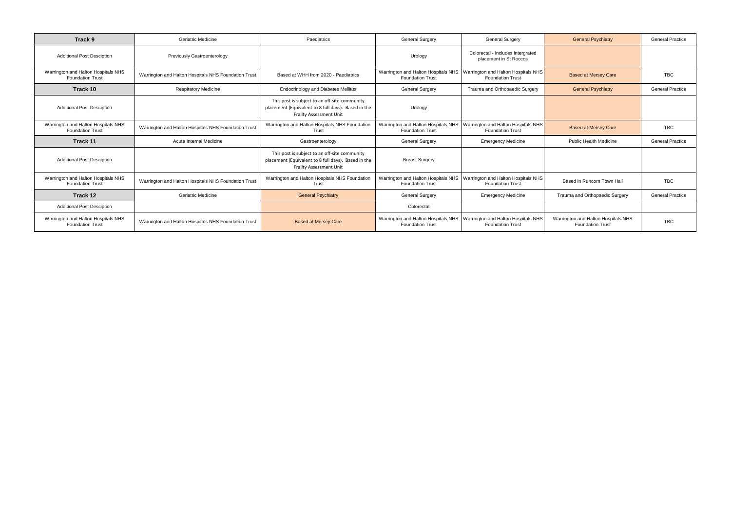| | | | | | | |
|---|---|---|---|---|---|---|
| **Track 9** | Geriatric Medicine | Paediatrics | General Surgery | General Surgery | General Psychiatry | General Practice |
| Additional Post Desciption | Previously Gastroenterology | | Urology | Colorectal - Includes intergrated placement in St Roccos | | |
| Warrington and Halton Hospitals NHS Foundation Trust | Warrington and Halton Hospitals NHS Foundation Trust | Based at WHH from 2020 - Paediatrics | Warrington and Halton Hospitals NHS Foundation Trust | Warrington and Halton Hospitals NHS Foundation Trust | Based at Mersey Care | TBC |
| **Track 10** | Respiratory Medicine | Endocrinology and Diabetes Mellitus | General Surgery | Trauma and Orthopaedic Surgery | General Psychiatry | General Practice |
| Additional Post Desciption | | This post is subject to an off-site community placement (Equivalent to 8 full days). Based in the Frailty Assessment Unit | Urology | | | |
| Warrington and Halton Hospitals NHS Foundation Trust | Warrington and Halton Hospitals NHS Foundation Trust | Warrington and Halton Hospitals NHS Foundation Trust | Warrington and Halton Hospitals NHS Foundation Trust | Warrington and Halton Hospitals NHS Foundation Trust | Based at Mersey Care | TBC |
| **Track 11** | Acute Internal Medicine | Gastroenterology | General Surgery | Emergency Medicine | Public Health Medicine | General Practice |
| Additional Post Desciption | | This post is subject to an off-site community placement (Equivalent to 8 full days). Based in the Frailty Assessment Unit | Breast Surgery | | | |
| Warrington and Halton Hospitals NHS Foundation Trust | Warrington and Halton Hospitals NHS Foundation Trust | Warrington and Halton Hospitals NHS Foundation Trust | Warrington and Halton Hospitals NHS Foundation Trust | Warrington and Halton Hospitals NHS Foundation Trust | Based in Runcorn Town Hall | TBC |
| **Track 12** | Geriatric Medicine | General Psychiatry | General Surgery | Emergency Medicine | Trauma and Orthopaedic Surgery | General Practice |
| Additional Post Desciption | | | Colorectal | | | |
| Warrington and Halton Hospitals NHS Foundation Trust | Warrington and Halton Hospitals NHS Foundation Trust | Based at Mersey Care | Warrington and Halton Hospitals NHS Foundation Trust | Warrington and Halton Hospitals NHS Foundation Trust | Warrington and Halton Hospitals NHS Foundation Trust | TBC |